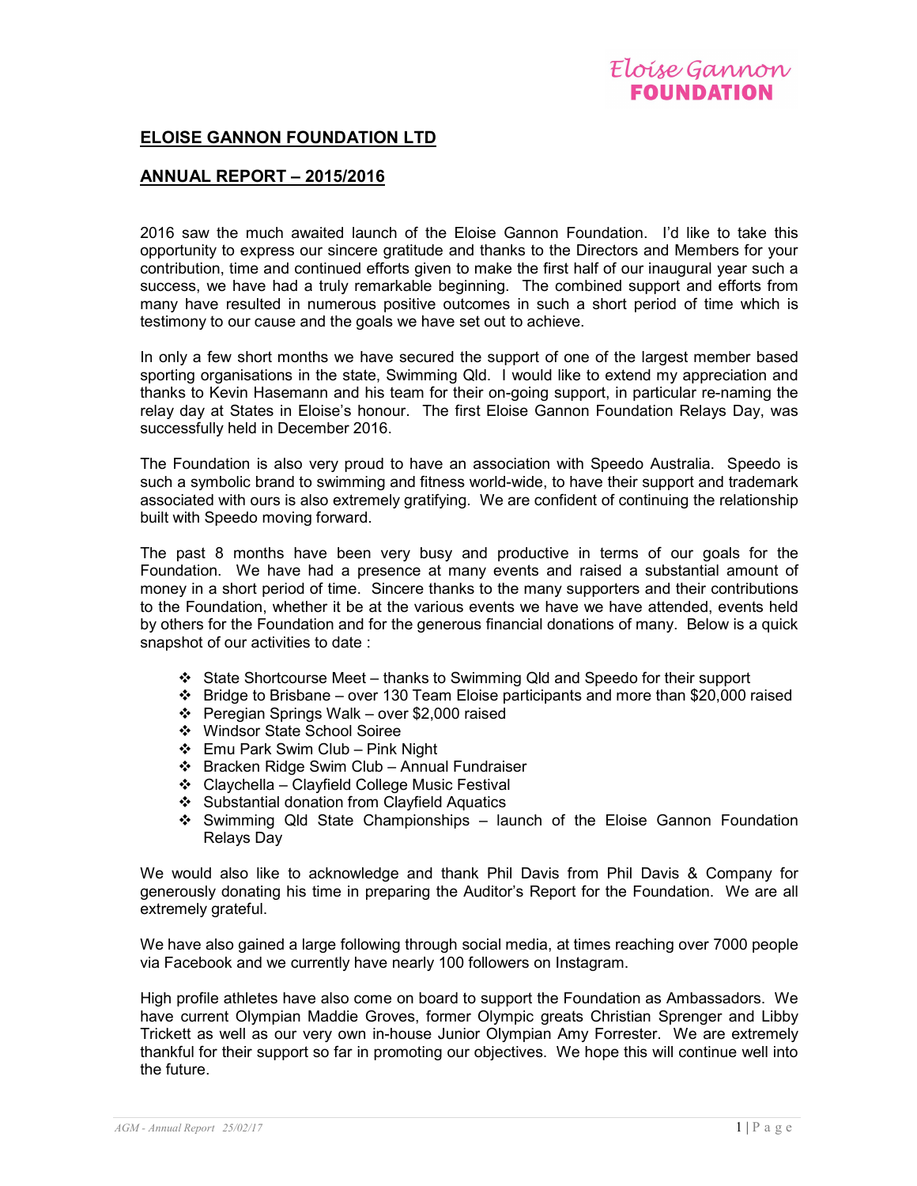Eloise Gannon
**FOUNDATION**

## ELOISE GANNON FOUNDATION LTD

## ANNUAL REPORT – 2015/2016

2016 saw the much awaited launch of the Eloise Gannon Foundation. I'd like to take this opportunity to express our sincere gratitude and thanks to the Directors and Members for your contribution, time and continued efforts given to make the first half of our inaugural year such a success, we have had a truly remarkable beginning. The combined support and efforts from many have resulted in numerous positive outcomes in such a short period of time which is testimony to our cause and the goals we have set out to achieve.

In only a few short months we have secured the support of one of the largest member based sporting organisations in the state, Swimming Qld. I would like to extend my appreciation and thanks to Kevin Hasemann and his team for their on-going support, in particular re-naming the relay day at States in Eloise's honour. The first Eloise Gannon Foundation Relays Day, was successfully held in December 2016.

The Foundation is also very proud to have an association with Speedo Australia. Speedo is such a symbolic brand to swimming and fitness world-wide, to have their support and trademark associated with ours is also extremely gratifying. We are confident of continuing the relationship built with Speedo moving forward.

The past 8 months have been very busy and productive in terms of our goals for the Foundation. We have had a presence at many events and raised a substantial amount of money in a short period of time. Sincere thanks to the many supporters and their contributions to the Foundation, whether it be at the various events we have we have attended, events held by others for the Foundation and for the generous financial donations of many. Below is a quick snapshot of our activities to date :

- State Shortcourse Meet – thanks to Swimming Qld and Speedo for their support
- Bridge to Brisbane – over 130 Team Eloise participants and more than $20,000 raised
- Peregian Springs Walk – over $2,000 raised
- Windsor State School Soiree
- Emu Park Swim Club – Pink Night
- Bracken Ridge Swim Club – Annual Fundraiser
- Claychella – Clayfield College Music Festival
- Substantial donation from Clayfield Aquatics
- Swimming Qld State Championships – launch of the Eloise Gannon Foundation Relays Day

We would also like to acknowledge and thank Phil Davis from Phil Davis & Company for generously donating his time in preparing the Auditor's Report for the Foundation. We are all extremely grateful.

We have also gained a large following through social media, at times reaching over 7000 people via Facebook and we currently have nearly 100 followers on Instagram.

High profile athletes have also come on board to support the Foundation as Ambassadors. We have current Olympian Maddie Groves, former Olympic greats Christian Sprenger and Libby Trickett as well as our very own in-house Junior Olympian Amy Forrester. We are extremely thankful for their support so far in promoting our objectives. We hope this will continue well into the future.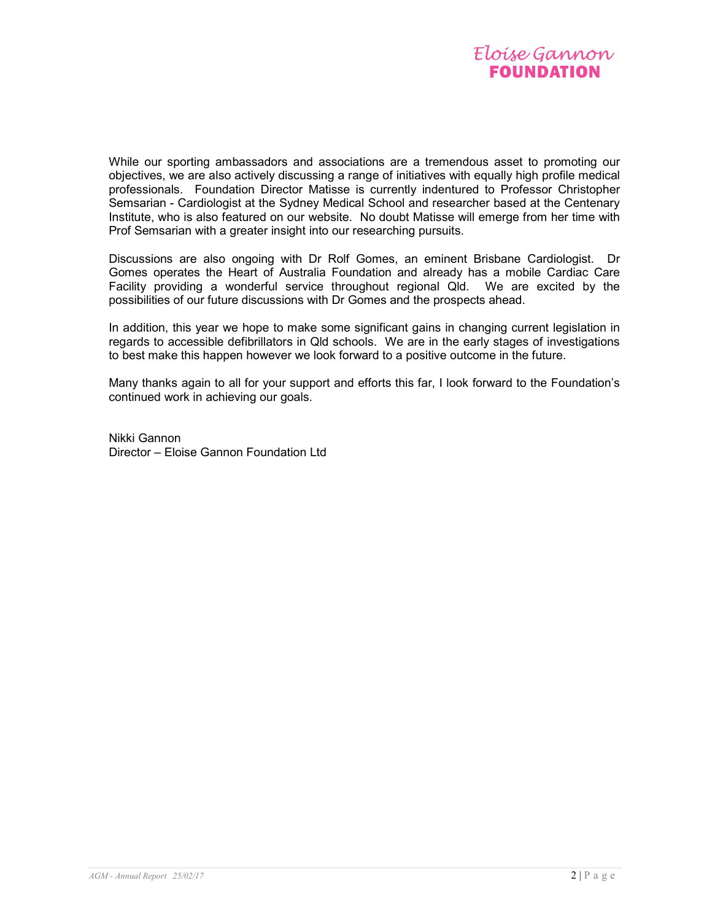While our sporting ambassadors and associations are a tremendous asset to promoting our objectives, we are also actively discussing a range of initiatives with equally high profile medical professionals. Foundation Director Matisse is currently indentured to Professor Christopher Semsarian - Cardiologist at the Sydney Medical School and researcher based at the Centenary Institute, who is also featured on our website. No doubt Matisse will emerge from her time with Prof Semsarian with a greater insight into our researching pursuits.

Discussions are also ongoing with Dr Rolf Gomes, an eminent Brisbane Cardiologist. Dr Gomes operates the Heart of Australia Foundation and already has a mobile Cardiac Care Facility providing a wonderful service throughout regional Qld. We are excited by the possibilities of our future discussions with Dr Gomes and the prospects ahead.

In addition, this year we hope to make some significant gains in changing current legislation in regards to accessible defibrillators in Qld schools. We are in the early stages of investigations to best make this happen however we look forward to a positive outcome in the future.

Many thanks again to all for your support and efforts this far, I look forward to the Foundation's continued work in achieving our goals.

Nikki Gannon
Director – Eloise Gannon Foundation Ltd